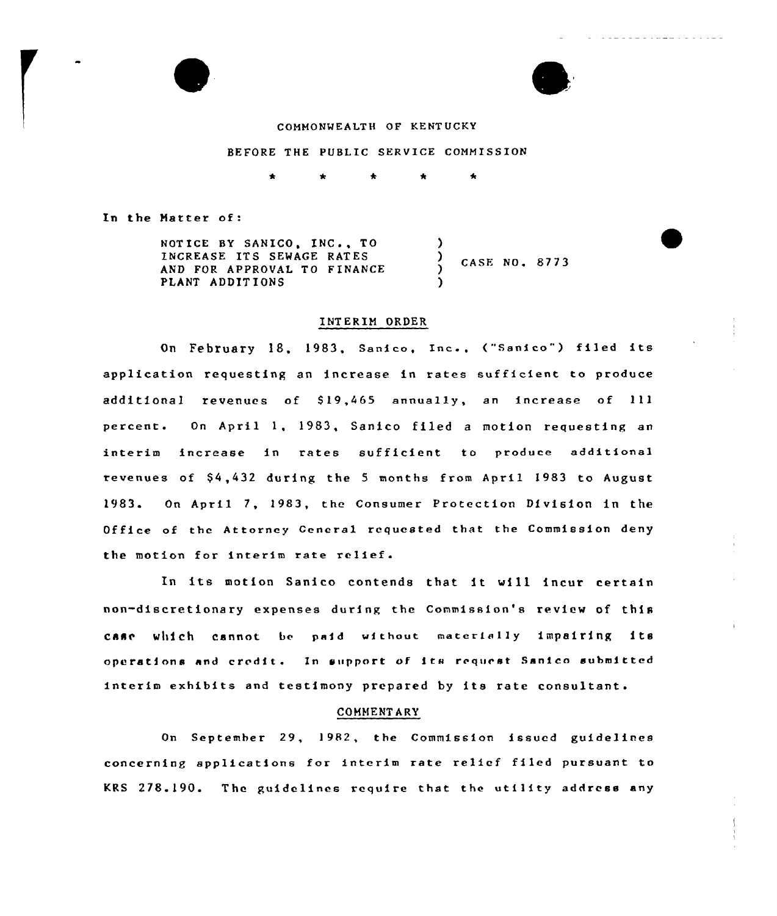COMMONWEALTH OF KENTUCKY

BEFORE THE PUBLIC SERVICE COMMISSION

\* \* \* \* \*

In the Matter of:

| | | |
|---|---|---|
| NOTICE BY SANICO, INC., TO INCREASE ITS SEWAGE RATES AND FOR APPROVAL TO FINANCE PLANT ADDITIONS | ) | CASE NO. 8773 |

INTERIM ORDER

On February 18, 1983, Sanico, Inc., ("Sanico") filed its application requesting an increase in rates sufficient to produce additional revenues of $19,465 annually, an increase of 111 percent. On April 1, 1983, Sanico filed a motion requesting an interim increase in rates sufficient to produce additional revenues of $4,432 during the 5 months from April 1983 to August 1983. On April 7, 1983, the Consumer Protection Division in the Office of the Attorney General requested that the Commission deny the motion for interim rate relief.

In its motion Sanico contends that it will incur certain non-discretionary expenses during the Commission's review of this case which cannot be paid without materially impairing its operations and credit. In support of its request Sanico submitted interim exhibits and testimony prepared by its rate consultant.

COMMENTARY

On September 29, 1982, the Commission issued guidelines concerning applications for interim rate relief filed pursuant to KRS 278.190. The guidelines require that the utility address any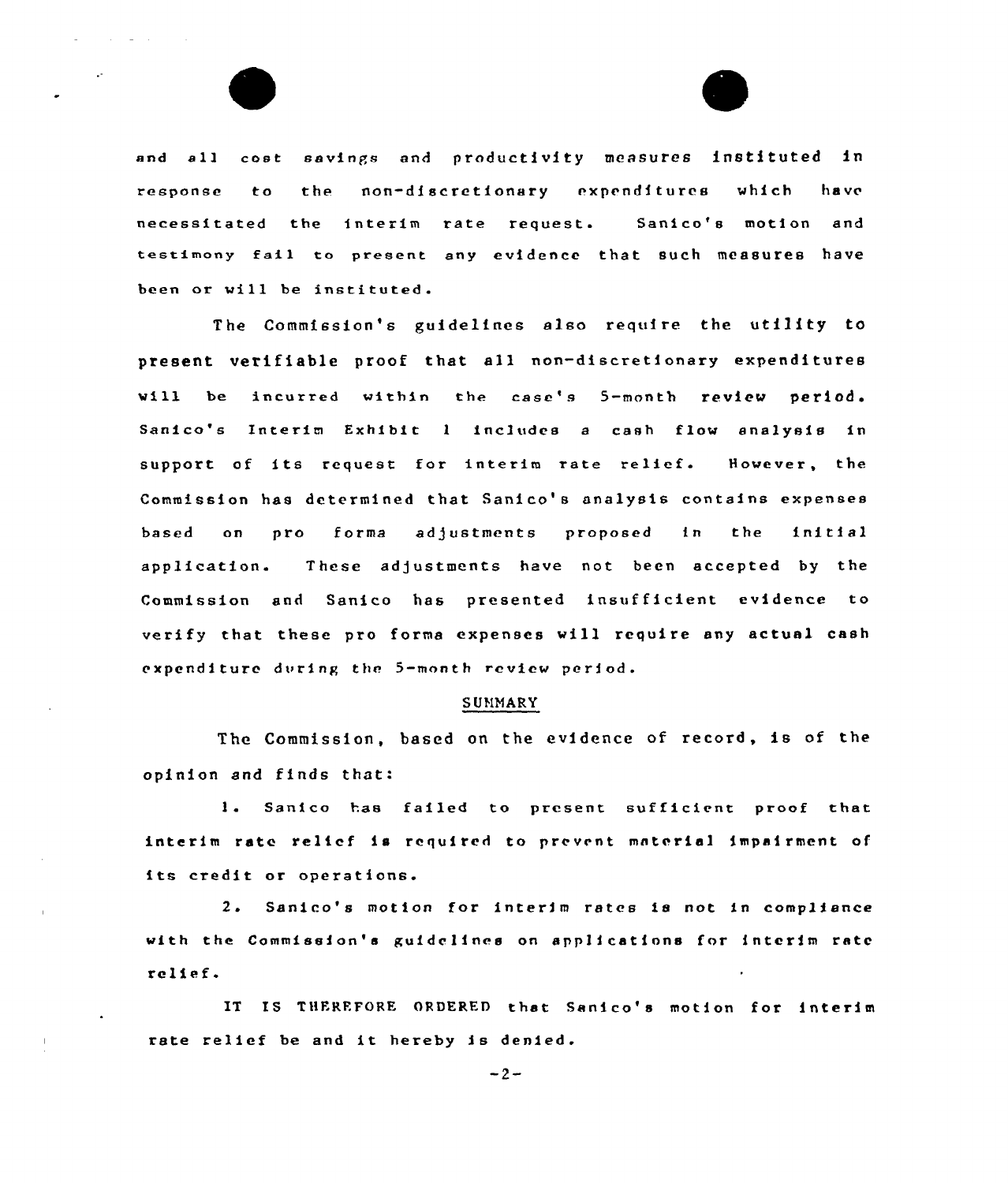and all cost savings and productivity measures instituted in response to the non-discretionary expenditures which have necessitated the interim rate request. Sanico's motion and testimony fail to present any evidence that such measures have been or will be instituted.

The Commission's guidelines also require the utility to present verifiable proof that all non-discretionary expenditures will be incurred within the case's 5-month review period. Sanico's Interim Exhibit 1 includes a cash flow analysis in support of its request for interim rate relief. However, the Commission has determined that Sanico's analysis contains expenses based on pro forma adjustments proposed in the initial application. These adjustments have not been accepted by the Commission and Sanico has presented insufficient evidence to verify that these pro forma expenses will require any actual cash expenditure during the 5-month review period.

## SUMMARY

The Commission, based on the evidence of record, is of the opinion and finds that:

1. Sanico has failed to present sufficient proof that interim rate relief is required to prevent material impairment of its credit or operations.

2. Sanico's motion for interim rates is not in compliance with the Commission's guidelines on applications for interim rate relief.

IT IS THEREFORE ORDERED that Sanico's motion for interim rate relief be and it hereby is denied.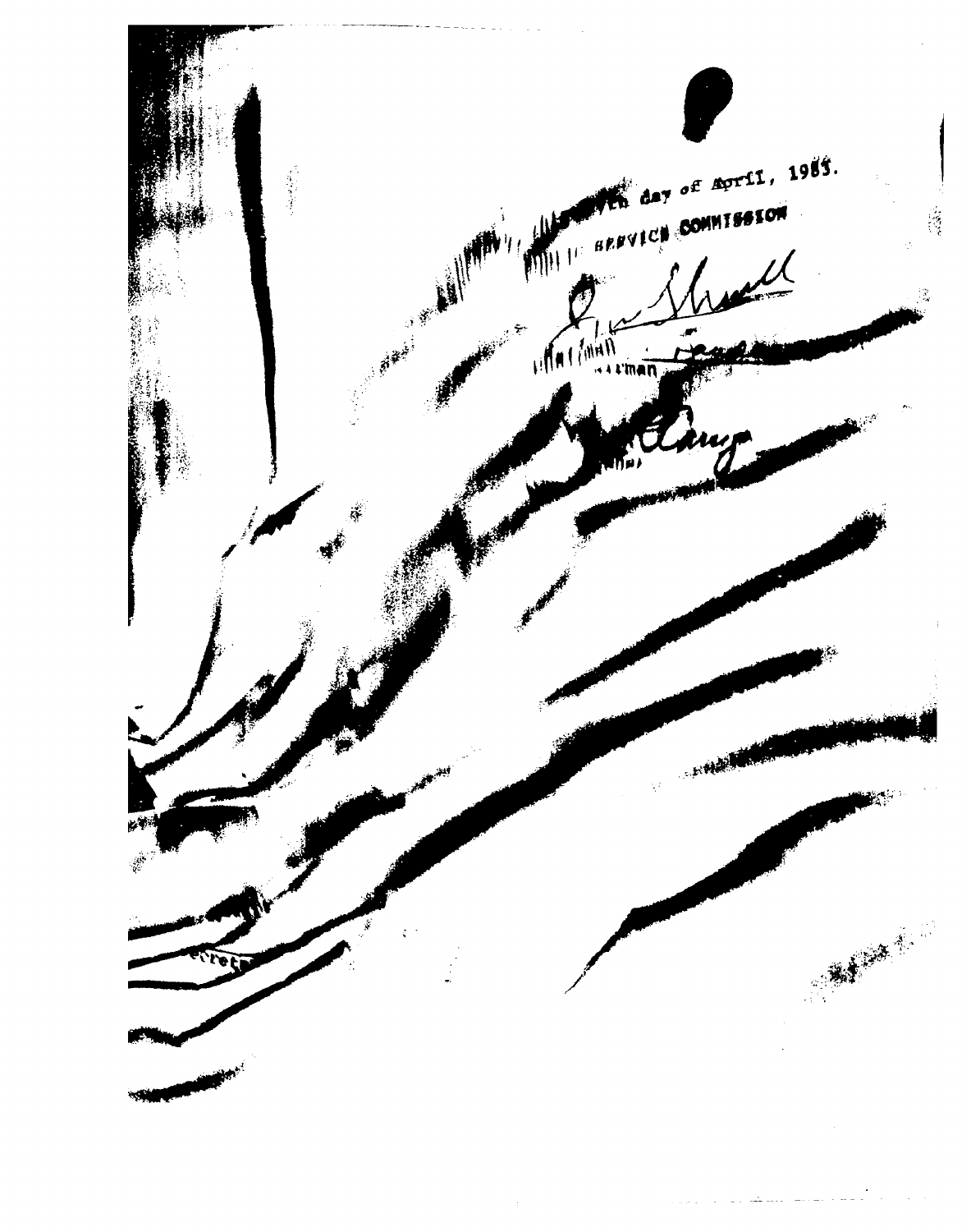...th day of April, 1985.

...SERVICE COMMISSION

...airman

...retary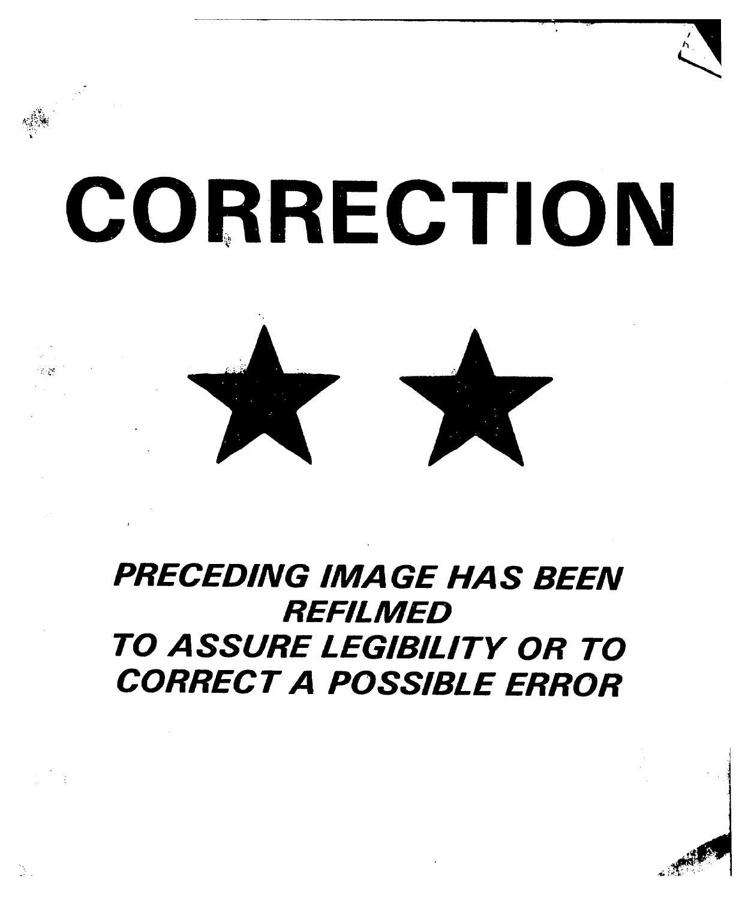# CORRECTION

★ ★

***PRECEDING IMAGE HAS BEEN REFILMED***
***TO ASSURE LEGIBILITY OR TO CORRECT A POSSIBLE ERROR***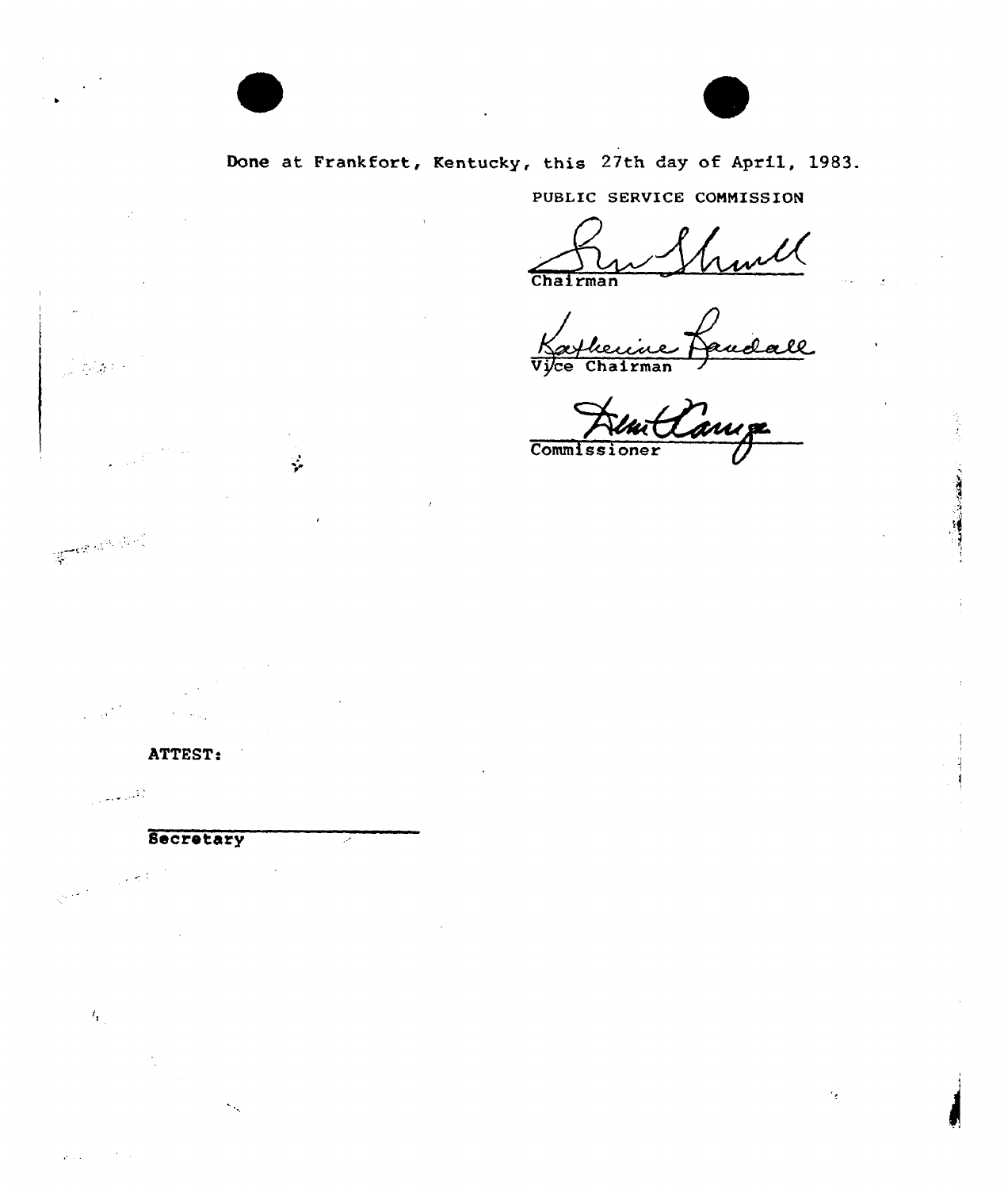Done at Frankfort, Kentucky, this 27th day of April, 1983.

PUBLIC SERVICE COMMISSION

Chairman

Vice Chairman

Commissioner

ATTEST:

Secretary